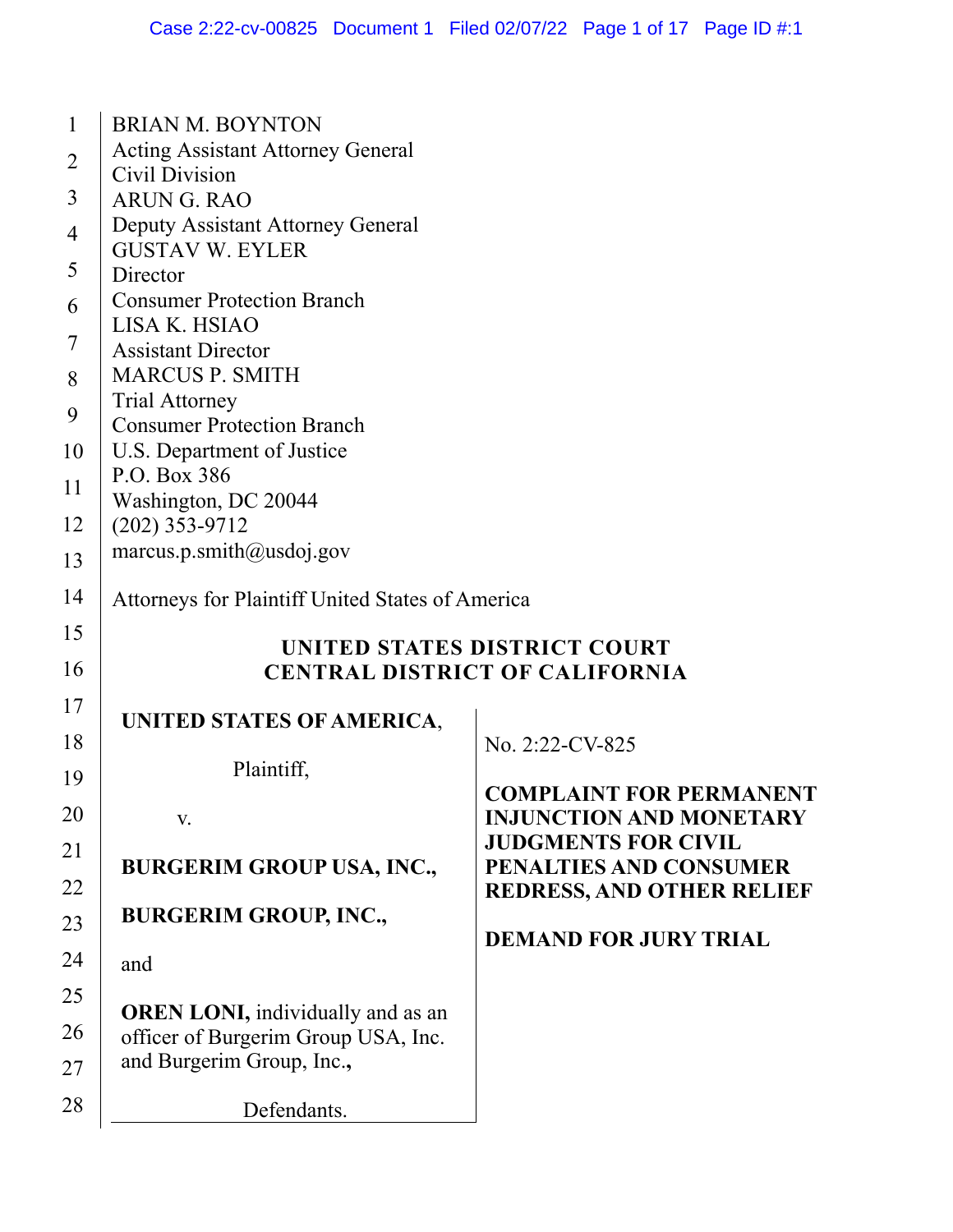BRIAN M. BOYNTON
Acting Assistant Attorney General
Civil Division
ARUN G. RAO
Deputy Assistant Attorney General
GUSTAV W. EYLER
Director
Consumer Protection Branch
LISA K. HSIAO
Assistant Director
MARCUS P. SMITH
Trial Attorney
Consumer Protection Branch
U.S. Department of Justice
P.O. Box 386
Washington, DC 20044
(202) 353-9712
marcus.p.smith@usdoj.gov

Attorneys for Plaintiff United States of America

**UNITED STATES DISTRICT COURT**
**CENTRAL DISTRICT OF CALIFORNIA**

**UNITED STATES OF AMERICA**,

Plaintiff,

v.

**BURGERIM GROUP USA, INC.,**

**BURGERIM GROUP, INC.,**

and

**OREN LONI,** individually and as an officer of Burgerim Group USA, Inc. and Burgerim Group, Inc.,

Defendants.

No. 2:22-CV-825

**COMPLAINT FOR PERMANENT INJUNCTION AND MONETARY JUDGMENTS FOR CIVIL PENALTIES AND CONSUMER REDRESS, AND OTHER RELIEF**

**DEMAND FOR JURY TRIAL**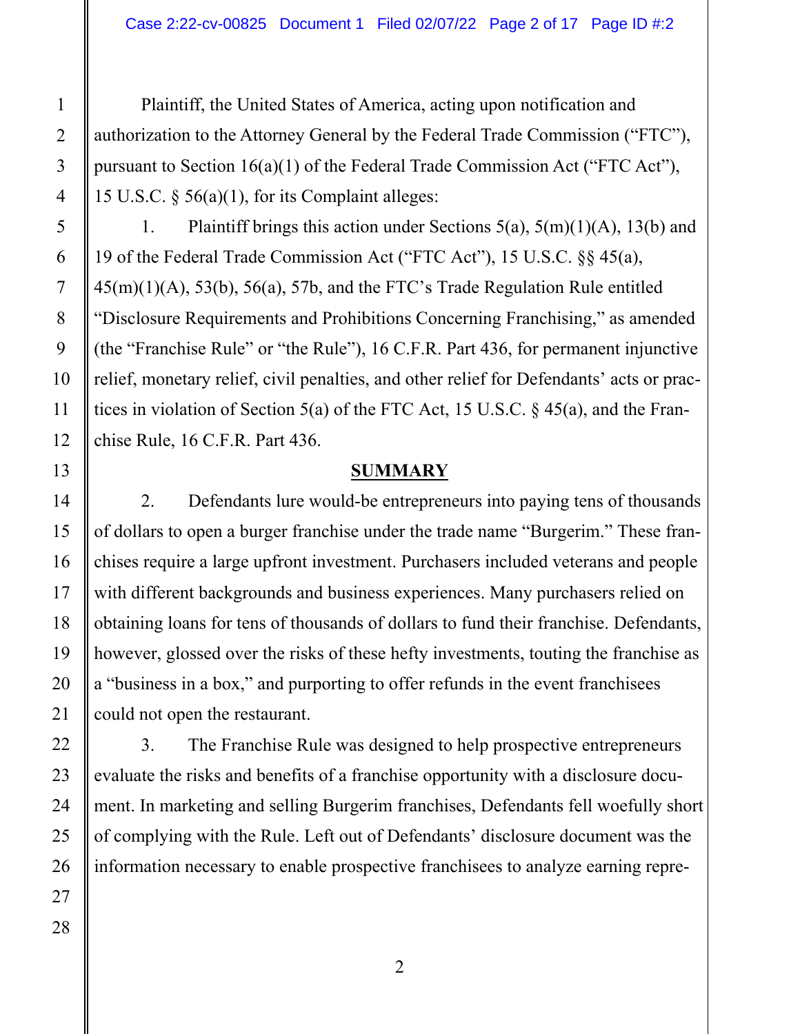Plaintiff, the United States of America, acting upon notification and authorization to the Attorney General by the Federal Trade Commission ("FTC"), pursuant to Section 16(a)(1) of the Federal Trade Commission Act ("FTC Act"), 15 U.S.C. § 56(a)(1), for its Complaint alleges:

1. Plaintiff brings this action under Sections 5(a), 5(m)(1)(A), 13(b) and 19 of the Federal Trade Commission Act ("FTC Act"), 15 U.S.C. §§ 45(a), 45(m)(1)(A), 53(b), 56(a), 57b, and the FTC's Trade Regulation Rule entitled "Disclosure Requirements and Prohibitions Concerning Franchising," as amended (the "Franchise Rule" or "the Rule"), 16 C.F.R. Part 436, for permanent injunctive relief, monetary relief, civil penalties, and other relief for Defendants' acts or practices in violation of Section 5(a) of the FTC Act, 15 U.S.C. § 45(a), and the Franchise Rule, 16 C.F.R. Part 436.

## SUMMARY

2. Defendants lure would-be entrepreneurs into paying tens of thousands of dollars to open a burger franchise under the trade name "Burgerim." These franchises require a large upfront investment. Purchasers included veterans and people with different backgrounds and business experiences. Many purchasers relied on obtaining loans for tens of thousands of dollars to fund their franchise. Defendants, however, glossed over the risks of these hefty investments, touting the franchise as a "business in a box," and purporting to offer refunds in the event franchisees could not open the restaurant.

3. The Franchise Rule was designed to help prospective entrepreneurs evaluate the risks and benefits of a franchise opportunity with a disclosure document. In marketing and selling Burgerim franchises, Defendants fell woefully short of complying with the Rule. Left out of Defendants' disclosure document was the information necessary to enable prospective franchisees to analyze earning repre-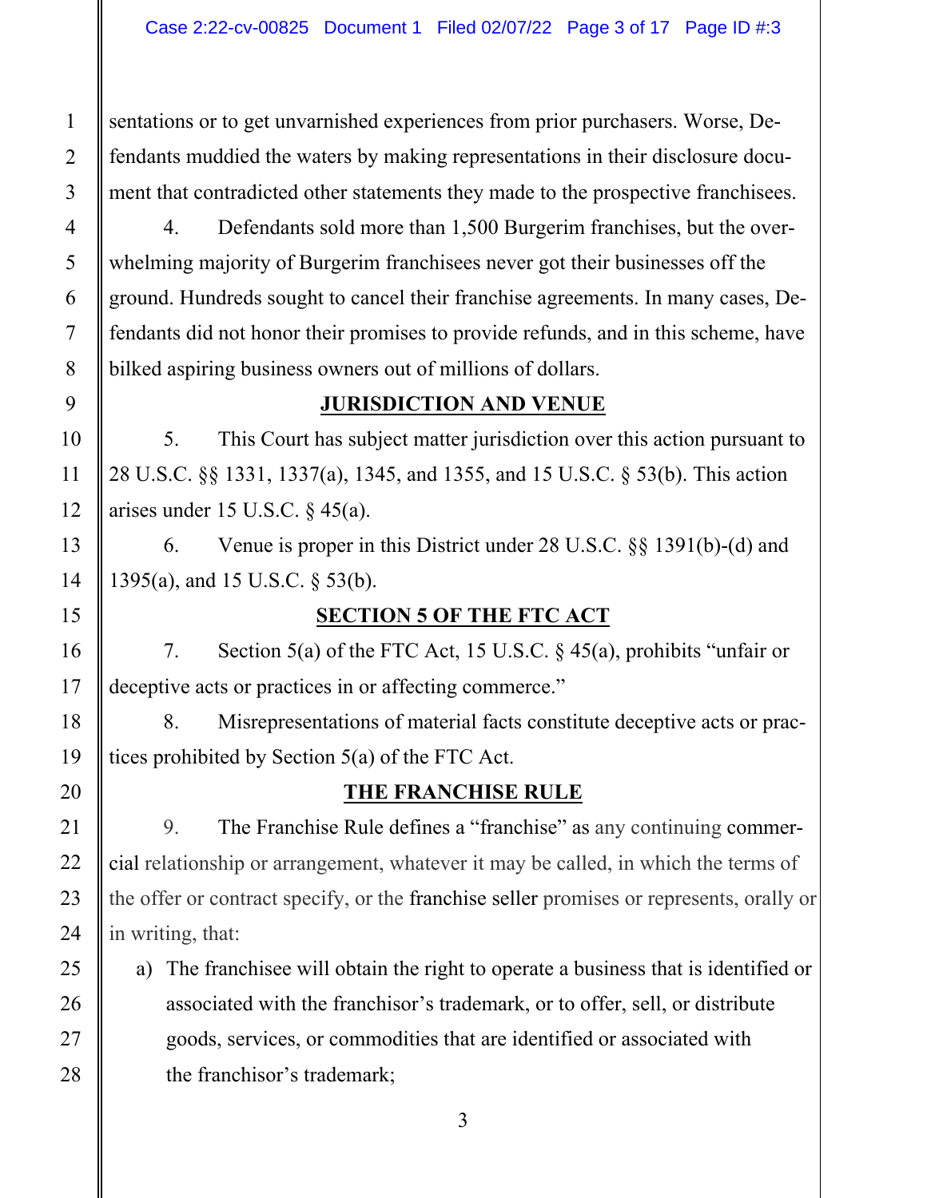sentations or to get unvarnished experiences from prior purchasers. Worse, Defendants muddied the waters by making representations in their disclosure document that contradicted other statements they made to the prospective franchisees.

4. Defendants sold more than 1,500 Burgerim franchises, but the overwhelming majority of Burgerim franchisees never got their businesses off the ground. Hundreds sought to cancel their franchise agreements. In many cases, Defendants did not honor their promises to provide refunds, and in this scheme, have bilked aspiring business owners out of millions of dollars.

## JURISDICTION AND VENUE

5. This Court has subject matter jurisdiction over this action pursuant to 28 U.S.C. §§ 1331, 1337(a), 1345, and 1355, and 15 U.S.C. § 53(b). This action arises under 15 U.S.C. § 45(a).

6. Venue is proper in this District under 28 U.S.C. §§ 1391(b)-(d) and 1395(a), and 15 U.S.C. § 53(b).

## SECTION 5 OF THE FTC ACT

7. Section 5(a) of the FTC Act, 15 U.S.C. § 45(a), prohibits "unfair or deceptive acts or practices in or affecting commerce."

8. Misrepresentations of material facts constitute deceptive acts or practices prohibited by Section 5(a) of the FTC Act.

## THE FRANCHISE RULE

9. The Franchise Rule defines a "franchise" as any continuing commercial relationship or arrangement, whatever it may be called, in which the terms of the offer or contract specify, or the franchise seller promises or represents, orally or in writing, that:

a) The franchisee will obtain the right to operate a business that is identified or associated with the franchisor's trademark, or to offer, sell, or distribute goods, services, or commodities that are identified or associated with the franchisor's trademark;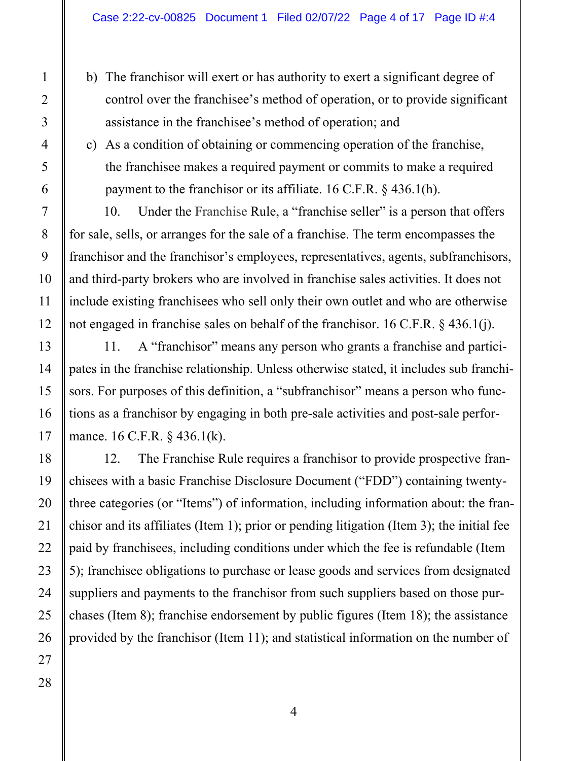b) The franchisor will exert or has authority to exert a significant degree of control over the franchisee's method of operation, or to provide significant assistance in the franchisee's method of operation; and

c) As a condition of obtaining or commencing operation of the franchise, the franchisee makes a required payment or commits to make a required payment to the franchisor or its affiliate. 16 C.F.R. § 436.1(h).

10. Under the Franchise Rule, a "franchise seller" is a person that offers for sale, sells, or arranges for the sale of a franchise. The term encompasses the franchisor and the franchisor's employees, representatives, agents, subfranchisors, and third-party brokers who are involved in franchise sales activities. It does not include existing franchisees who sell only their own outlet and who are otherwise not engaged in franchise sales on behalf of the franchisor. 16 C.F.R. § 436.1(j).

11. A "franchisor" means any person who grants a franchise and participates in the franchise relationship. Unless otherwise stated, it includes sub franchisors. For purposes of this definition, a "subfranchisor" means a person who functions as a franchisor by engaging in both pre-sale activities and post-sale performance. 16 C.F.R. § 436.1(k).

12. The Franchise Rule requires a franchisor to provide prospective franchisees with a basic Franchise Disclosure Document ("FDD") containing twenty-three categories (or "Items") of information, including information about: the franchisor and its affiliates (Item 1); prior or pending litigation (Item 3); the initial fee paid by franchisees, including conditions under which the fee is refundable (Item 5); franchisee obligations to purchase or lease goods and services from designated suppliers and payments to the franchisor from such suppliers based on those purchases (Item 8); franchise endorsement by public figures (Item 18); the assistance provided by the franchisor (Item 11); and statistical information on the number of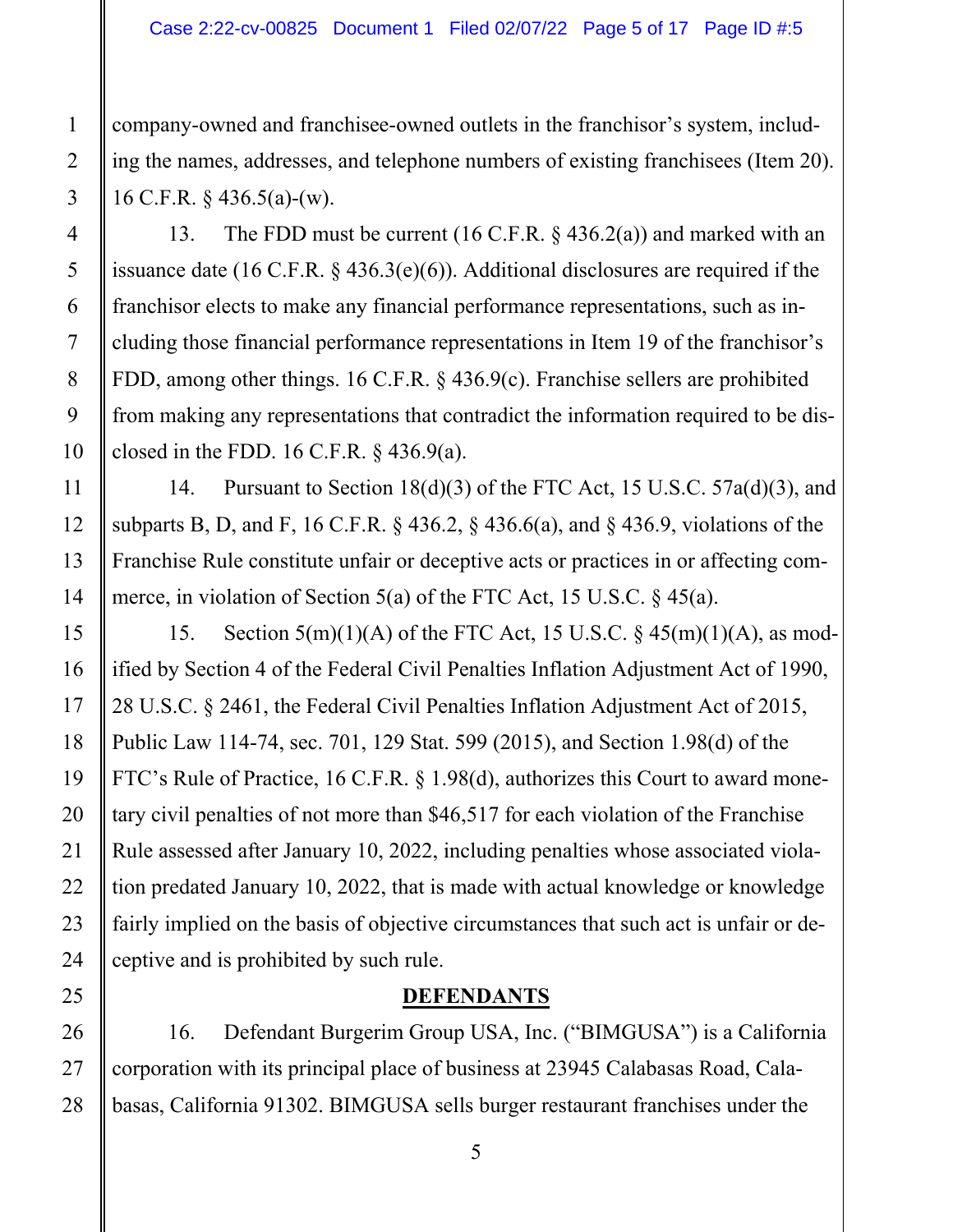company-owned and franchisee-owned outlets in the franchisor's system, including the names, addresses, and telephone numbers of existing franchisees (Item 20). 16 C.F.R. § 436.5(a)-(w).

13. The FDD must be current (16 C.F.R. § 436.2(a)) and marked with an issuance date (16 C.F.R. § 436.3(e)(6)). Additional disclosures are required if the franchisor elects to make any financial performance representations, such as including those financial performance representations in Item 19 of the franchisor's FDD, among other things. 16 C.F.R. § 436.9(c). Franchise sellers are prohibited from making any representations that contradict the information required to be disclosed in the FDD. 16 C.F.R. § 436.9(a).

14. Pursuant to Section 18(d)(3) of the FTC Act, 15 U.S.C. 57a(d)(3), and subparts B, D, and F, 16 C.F.R. § 436.2, § 436.6(a), and § 436.9, violations of the Franchise Rule constitute unfair or deceptive acts or practices in or affecting commerce, in violation of Section 5(a) of the FTC Act, 15 U.S.C. § 45(a).

15. Section 5(m)(1)(A) of the FTC Act, 15 U.S.C. § 45(m)(1)(A), as modified by Section 4 of the Federal Civil Penalties Inflation Adjustment Act of 1990, 28 U.S.C. § 2461, the Federal Civil Penalties Inflation Adjustment Act of 2015, Public Law 114-74, sec. 701, 129 Stat. 599 (2015), and Section 1.98(d) of the FTC's Rule of Practice, 16 C.F.R. § 1.98(d), authorizes this Court to award monetary civil penalties of not more than $46,517 for each violation of the Franchise Rule assessed after January 10, 2022, including penalties whose associated violation predated January 10, 2022, that is made with actual knowledge or knowledge fairly implied on the basis of objective circumstances that such act is unfair or deceptive and is prohibited by such rule.

## DEFENDANTS

16. Defendant Burgerim Group USA, Inc. ("BIMGUSA") is a California corporation with its principal place of business at 23945 Calabasas Road, Calabasas, California 91302. BIMGUSA sells burger restaurant franchises under the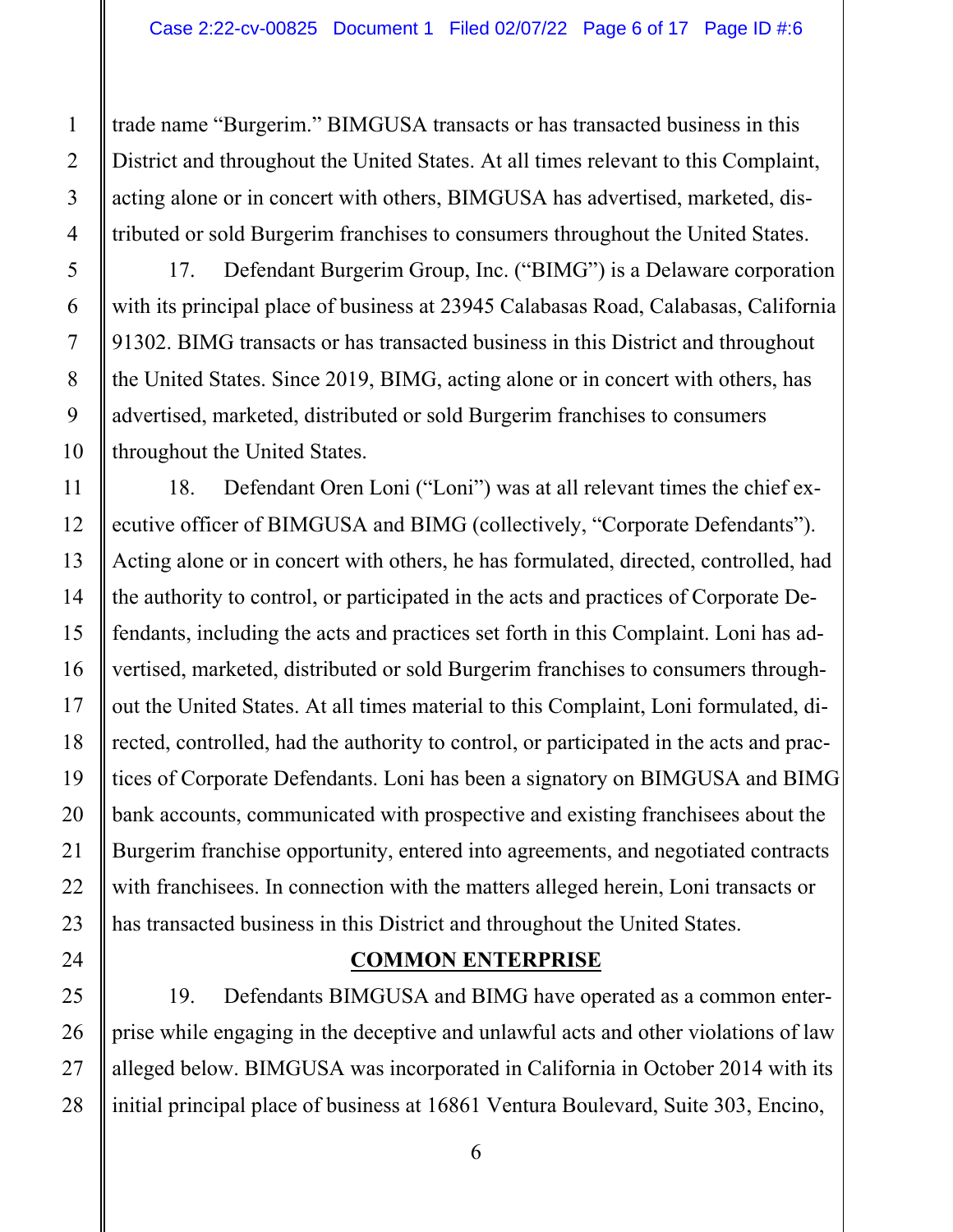trade name "Burgerim." BIMGUSA transacts or has transacted business in this District and throughout the United States. At all times relevant to this Complaint, acting alone or in concert with others, BIMGUSA has advertised, marketed, distributed or sold Burgerim franchises to consumers throughout the United States.

17. Defendant Burgerim Group, Inc. ("BIMG") is a Delaware corporation with its principal place of business at 23945 Calabasas Road, Calabasas, California 91302. BIMG transacts or has transacted business in this District and throughout the United States. Since 2019, BIMG, acting alone or in concert with others, has advertised, marketed, distributed or sold Burgerim franchises to consumers throughout the United States.

18. Defendant Oren Loni ("Loni") was at all relevant times the chief executive officer of BIMGUSA and BIMG (collectively, "Corporate Defendants"). Acting alone or in concert with others, he has formulated, directed, controlled, had the authority to control, or participated in the acts and practices of Corporate Defendants, including the acts and practices set forth in this Complaint. Loni has advertised, marketed, distributed or sold Burgerim franchises to consumers throughout the United States. At all times material to this Complaint, Loni formulated, directed, controlled, had the authority to control, or participated in the acts and practices of Corporate Defendants. Loni has been a signatory on BIMGUSA and BIMG bank accounts, communicated with prospective and existing franchisees about the Burgerim franchise opportunity, entered into agreements, and negotiated contracts with franchisees. In connection with the matters alleged herein, Loni transacts or has transacted business in this District and throughout the United States.

## COMMON ENTERPRISE

19. Defendants BIMGUSA and BIMG have operated as a common enterprise while engaging in the deceptive and unlawful acts and other violations of law alleged below. BIMGUSA was incorporated in California in October 2014 with its initial principal place of business at 16861 Ventura Boulevard, Suite 303, Encino,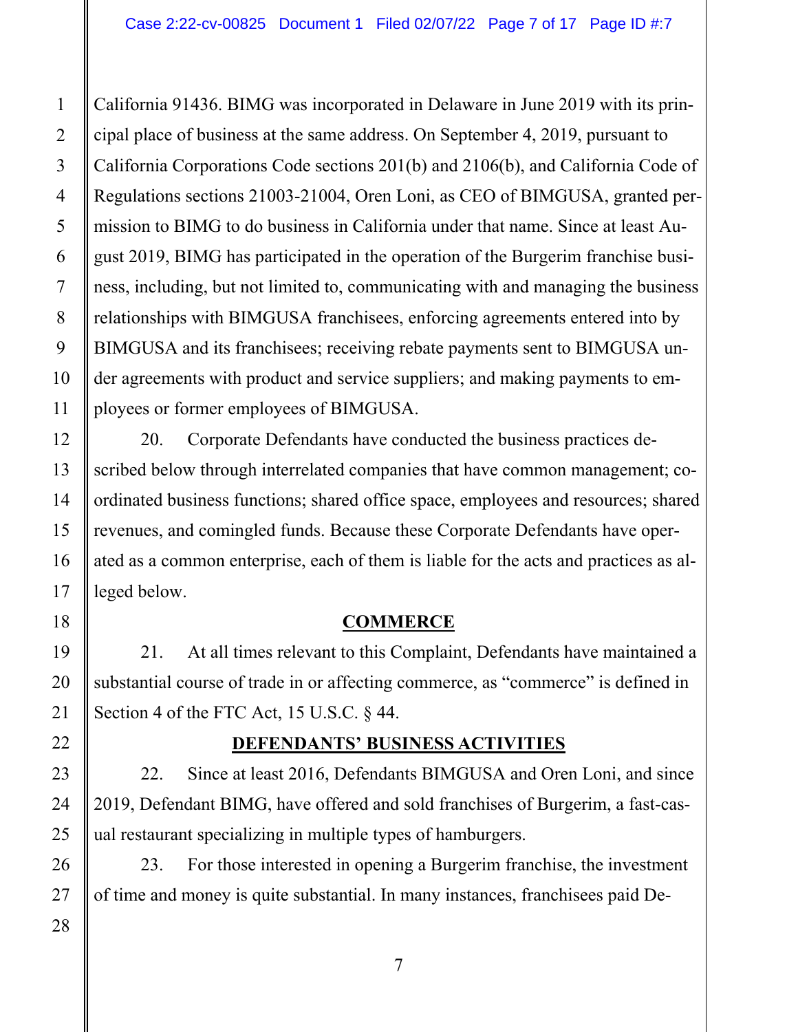California 91436. BIMG was incorporated in Delaware in June 2019 with its principal place of business at the same address. On September 4, 2019, pursuant to California Corporations Code sections 201(b) and 2106(b), and California Code of Regulations sections 21003-21004, Oren Loni, as CEO of BIMGUSA, granted permission to BIMG to do business in California under that name. Since at least August 2019, BIMG has participated in the operation of the Burgerim franchise business, including, but not limited to, communicating with and managing the business relationships with BIMGUSA franchisees, enforcing agreements entered into by BIMGUSA and its franchisees; receiving rebate payments sent to BIMGUSA under agreements with product and service suppliers; and making payments to employees or former employees of BIMGUSA.

20. Corporate Defendants have conducted the business practices described below through interrelated companies that have common management; coordinated business functions; shared office space, employees and resources; shared revenues, and comingled funds. Because these Corporate Defendants have operated as a common enterprise, each of them is liable for the acts and practices as alleged below.

## COMMERCE

21. At all times relevant to this Complaint, Defendants have maintained a substantial course of trade in or affecting commerce, as "commerce" is defined in Section 4 of the FTC Act, 15 U.S.C. § 44.

## DEFENDANTS' BUSINESS ACTIVITIES

22. Since at least 2016, Defendants BIMGUSA and Oren Loni, and since 2019, Defendant BIMG, have offered and sold franchises of Burgerim, a fast-casual restaurant specializing in multiple types of hamburgers.

23. For those interested in opening a Burgerim franchise, the investment of time and money is quite substantial. In many instances, franchisees paid De-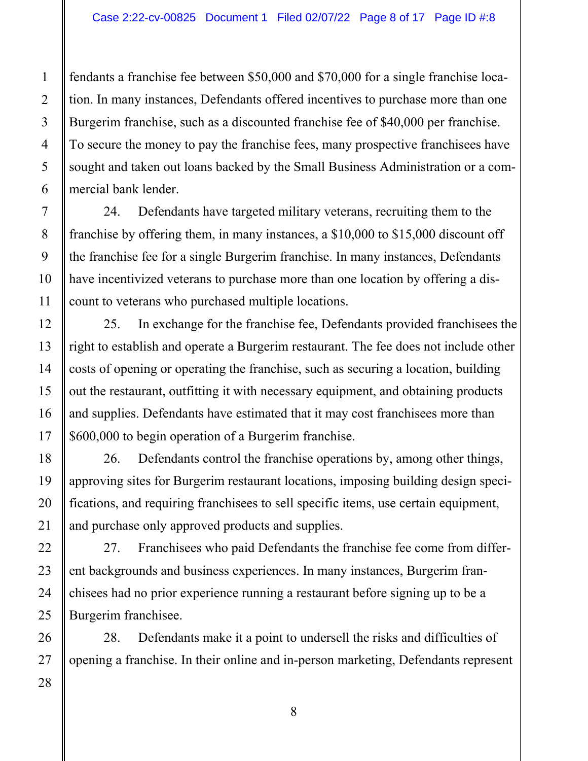fendants a franchise fee between $50,000 and $70,000 for a single franchise location. In many instances, Defendants offered incentives to purchase more than one Burgerim franchise, such as a discounted franchise fee of $40,000 per franchise. To secure the money to pay the franchise fees, many prospective franchisees have sought and taken out loans backed by the Small Business Administration or a commercial bank lender.

24. Defendants have targeted military veterans, recruiting them to the franchise by offering them, in many instances, a $10,000 to $15,000 discount off the franchise fee for a single Burgerim franchise. In many instances, Defendants have incentivized veterans to purchase more than one location by offering a discount to veterans who purchased multiple locations.

25. In exchange for the franchise fee, Defendants provided franchisees the right to establish and operate a Burgerim restaurant. The fee does not include other costs of opening or operating the franchise, such as securing a location, building out the restaurant, outfitting it with necessary equipment, and obtaining products and supplies. Defendants have estimated that it may cost franchisees more than $600,000 to begin operation of a Burgerim franchise.

26. Defendants control the franchise operations by, among other things, approving sites for Burgerim restaurant locations, imposing building design specifications, and requiring franchisees to sell specific items, use certain equipment, and purchase only approved products and supplies.

27. Franchisees who paid Defendants the franchise fee come from different backgrounds and business experiences. In many instances, Burgerim franchisees had no prior experience running a restaurant before signing up to be a Burgerim franchisee.

28. Defendants make it a point to undersell the risks and difficulties of opening a franchise. In their online and in-person marketing, Defendants represent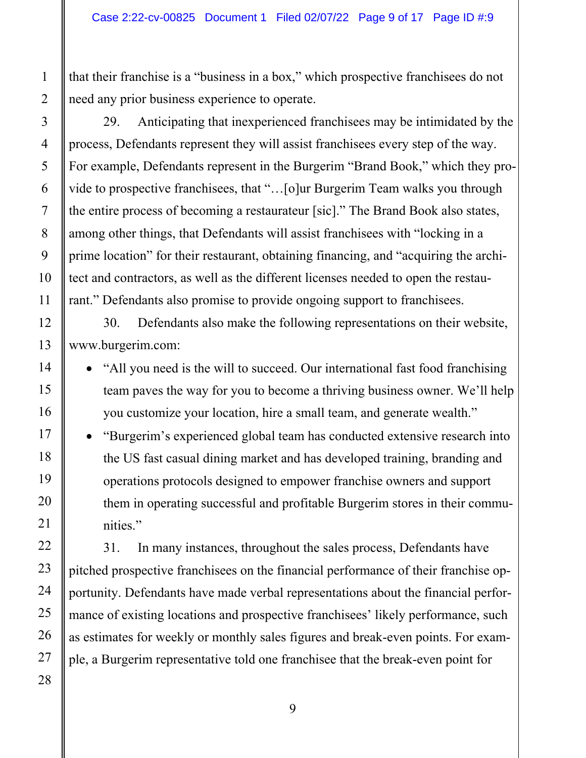that their franchise is a "business in a box," which prospective franchisees do not need any prior business experience to operate.

29. Anticipating that inexperienced franchisees may be intimidated by the process, Defendants represent they will assist franchisees every step of the way. For example, Defendants represent in the Burgerim "Brand Book," which they provide to prospective franchisees, that "…[o]ur Burgerim Team walks you through the entire process of becoming a restaurateur [sic]." The Brand Book also states, among other things, that Defendants will assist franchisees with "locking in a prime location" for their restaurant, obtaining financing, and "acquiring the architect and contractors, as well as the different licenses needed to open the restaurant." Defendants also promise to provide ongoing support to franchisees.

30. Defendants also make the following representations on their website, www.burgerim.com:

- "All you need is the will to succeed. Our international fast food franchising team paves the way for you to become a thriving business owner. We'll help you customize your location, hire a small team, and generate wealth."
- "Burgerim's experienced global team has conducted extensive research into the US fast casual dining market and has developed training, branding and operations protocols designed to empower franchise owners and support them in operating successful and profitable Burgerim stores in their communities."

31. In many instances, throughout the sales process, Defendants have pitched prospective franchisees on the financial performance of their franchise opportunity. Defendants have made verbal representations about the financial performance of existing locations and prospective franchisees' likely performance, such as estimates for weekly or monthly sales figures and break-even points. For example, a Burgerim representative told one franchisee that the break-even point for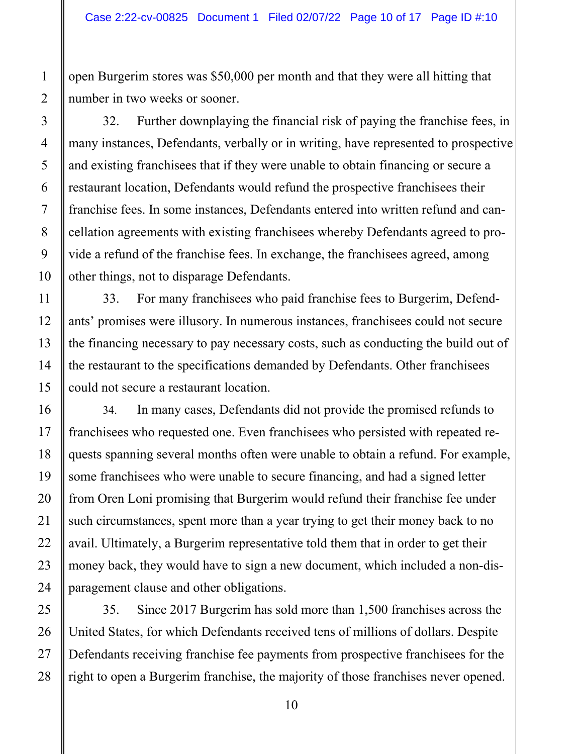open Burgerim stores was $50,000 per month and that they were all hitting that number in two weeks or sooner.

32. Further downplaying the financial risk of paying the franchise fees, in many instances, Defendants, verbally or in writing, have represented to prospective and existing franchisees that if they were unable to obtain financing or secure a restaurant location, Defendants would refund the prospective franchisees their franchise fees. In some instances, Defendants entered into written refund and cancellation agreements with existing franchisees whereby Defendants agreed to provide a refund of the franchise fees. In exchange, the franchisees agreed, among other things, not to disparage Defendants.

33. For many franchisees who paid franchise fees to Burgerim, Defendants' promises were illusory. In numerous instances, franchisees could not secure the financing necessary to pay necessary costs, such as conducting the build out of the restaurant to the specifications demanded by Defendants. Other franchisees could not secure a restaurant location.

34. In many cases, Defendants did not provide the promised refunds to franchisees who requested one. Even franchisees who persisted with repeated requests spanning several months often were unable to obtain a refund. For example, some franchisees who were unable to secure financing, and had a signed letter from Oren Loni promising that Burgerim would refund their franchise fee under such circumstances, spent more than a year trying to get their money back to no avail. Ultimately, a Burgerim representative told them that in order to get their money back, they would have to sign a new document, which included a non-disparagement clause and other obligations.

35. Since 2017 Burgerim has sold more than 1,500 franchises across the United States, for which Defendants received tens of millions of dollars. Despite Defendants receiving franchise fee payments from prospective franchisees for the right to open a Burgerim franchise, the majority of those franchises never opened.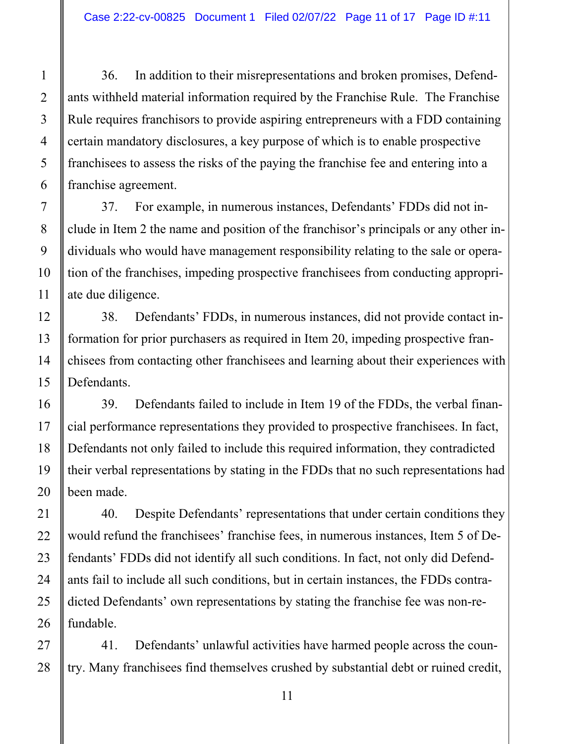36. In addition to their misrepresentations and broken promises, Defendants withheld material information required by the Franchise Rule. The Franchise Rule requires franchisors to provide aspiring entrepreneurs with a FDD containing certain mandatory disclosures, a key purpose of which is to enable prospective franchisees to assess the risks of the paying the franchise fee and entering into a franchise agreement.

37. For example, in numerous instances, Defendants' FDDs did not include in Item 2 the name and position of the franchisor's principals or any other individuals who would have management responsibility relating to the sale or operation of the franchises, impeding prospective franchisees from conducting appropriate due diligence.

38. Defendants' FDDs, in numerous instances, did not provide contact information for prior purchasers as required in Item 20, impeding prospective franchisees from contacting other franchisees and learning about their experiences with Defendants.

39. Defendants failed to include in Item 19 of the FDDs, the verbal financial performance representations they provided to prospective franchisees. In fact, Defendants not only failed to include this required information, they contradicted their verbal representations by stating in the FDDs that no such representations had been made.

40. Despite Defendants' representations that under certain conditions they would refund the franchisees' franchise fees, in numerous instances, Item 5 of Defendants' FDDs did not identify all such conditions. In fact, not only did Defendants fail to include all such conditions, but in certain instances, the FDDs contradicted Defendants' own representations by stating the franchise fee was non-refundable.

41. Defendants' unlawful activities have harmed people across the country. Many franchisees find themselves crushed by substantial debt or ruined credit,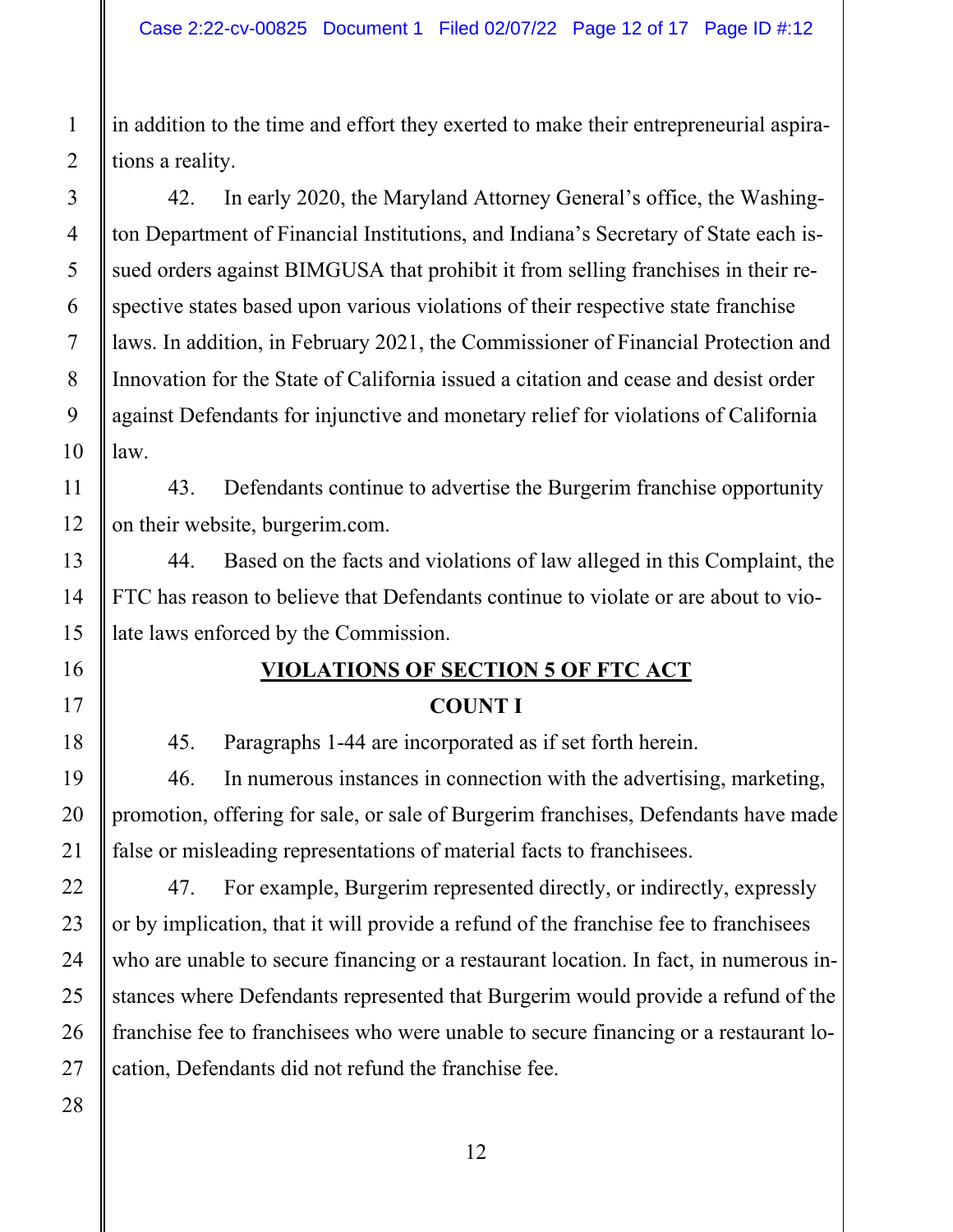in addition to the time and effort they exerted to make their entrepreneurial aspirations a reality.

42. In early 2020, the Maryland Attorney General's office, the Washington Department of Financial Institutions, and Indiana's Secretary of State each issued orders against BIMGUSA that prohibit it from selling franchises in their respective states based upon various violations of their respective state franchise laws. In addition, in February 2021, the Commissioner of Financial Protection and Innovation for the State of California issued a citation and cease and desist order against Defendants for injunctive and monetary relief for violations of California law.

43. Defendants continue to advertise the Burgerim franchise opportunity on their website, burgerim.com.

44. Based on the facts and violations of law alleged in this Complaint, the FTC has reason to believe that Defendants continue to violate or are about to violate laws enforced by the Commission.

## VIOLATIONS OF SECTION 5 OF FTC ACT

### COUNT I

45. Paragraphs 1-44 are incorporated as if set forth herein.

46. In numerous instances in connection with the advertising, marketing, promotion, offering for sale, or sale of Burgerim franchises, Defendants have made false or misleading representations of material facts to franchisees.

47. For example, Burgerim represented directly, or indirectly, expressly or by implication, that it will provide a refund of the franchise fee to franchisees who are unable to secure financing or a restaurant location. In fact, in numerous instances where Defendants represented that Burgerim would provide a refund of the franchise fee to franchisees who were unable to secure financing or a restaurant location, Defendants did not refund the franchise fee.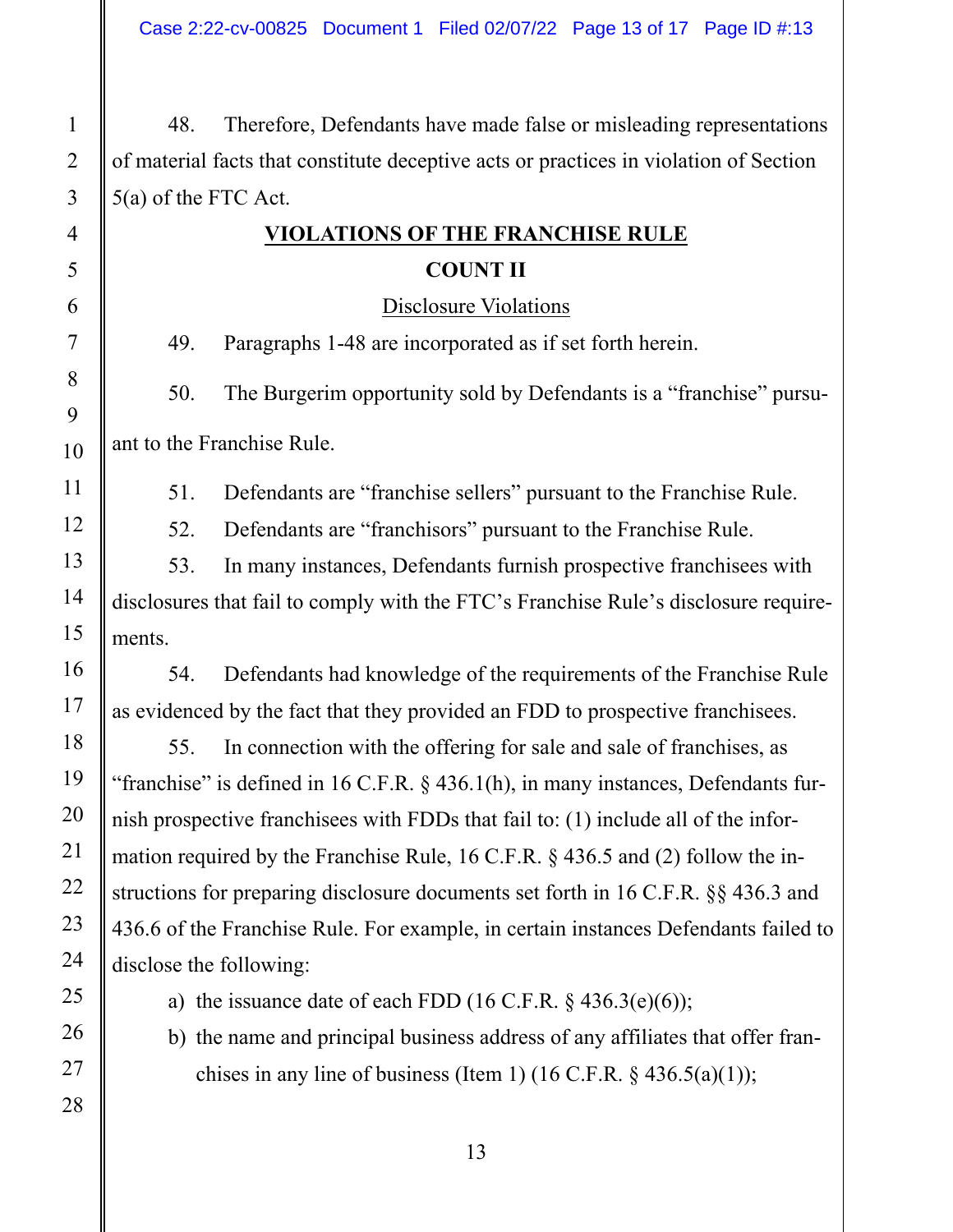48. Therefore, Defendants have made false or misleading representations of material facts that constitute deceptive acts or practices in violation of Section 5(a) of the FTC Act.

## VIOLATIONS OF THE FRANCHISE RULE

### COUNT II

Disclosure Violations

49. Paragraphs 1-48 are incorporated as if set forth herein.

50. The Burgerim opportunity sold by Defendants is a "franchise" pursuant to the Franchise Rule.

51. Defendants are "franchise sellers" pursuant to the Franchise Rule.

52. Defendants are "franchisors" pursuant to the Franchise Rule.

53. In many instances, Defendants furnish prospective franchisees with disclosures that fail to comply with the FTC's Franchise Rule's disclosure requirements.

54. Defendants had knowledge of the requirements of the Franchise Rule as evidenced by the fact that they provided an FDD to prospective franchisees.

55. In connection with the offering for sale and sale of franchises, as "franchise" is defined in 16 C.F.R. § 436.1(h), in many instances, Defendants furnish prospective franchisees with FDDs that fail to: (1) include all of the information required by the Franchise Rule, 16 C.F.R. § 436.5 and (2) follow the instructions for preparing disclosure documents set forth in 16 C.F.R. §§ 436.3 and 436.6 of the Franchise Rule. For example, in certain instances Defendants failed to disclose the following:

a) the issuance date of each FDD (16 C.F.R. § 436.3(e)(6));

b) the name and principal business address of any affiliates that offer franchises in any line of business (Item 1) (16 C.F.R. § 436.5(a)(1));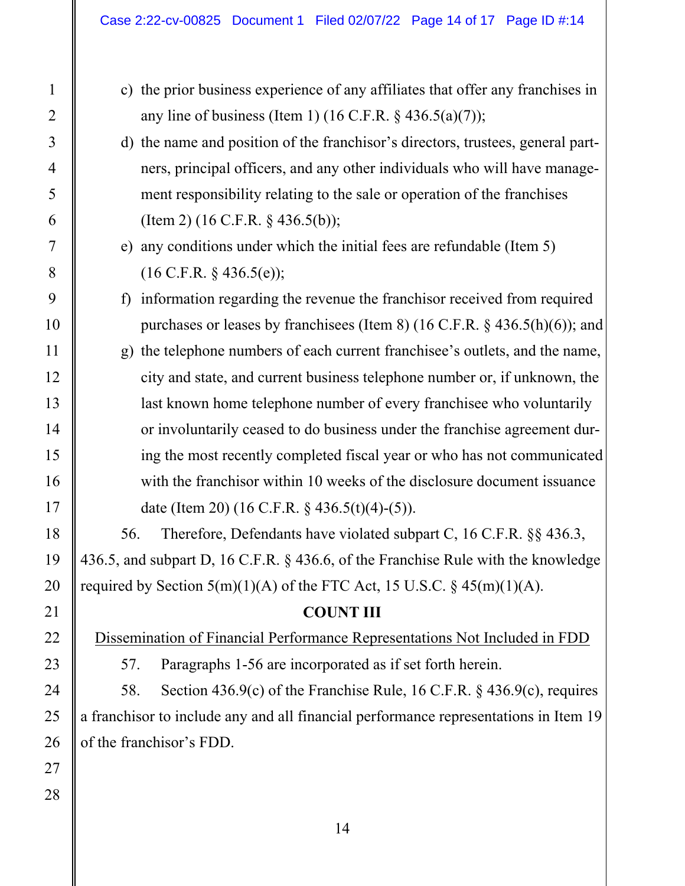c) the prior business experience of any affiliates that offer any franchises in any line of business (Item 1) (16 C.F.R. § 436.5(a)(7));

d) the name and position of the franchisor's directors, trustees, general partners, principal officers, and any other individuals who will have management responsibility relating to the sale or operation of the franchises (Item 2) (16 C.F.R. § 436.5(b));

e) any conditions under which the initial fees are refundable (Item 5) (16 C.F.R. § 436.5(e));

f) information regarding the revenue the franchisor received from required purchases or leases by franchisees (Item 8) (16 C.F.R. § 436.5(h)(6)); and

g) the telephone numbers of each current franchisee's outlets, and the name, city and state, and current business telephone number or, if unknown, the last known home telephone number of every franchisee who voluntarily or involuntarily ceased to do business under the franchise agreement during the most recently completed fiscal year or who has not communicated with the franchisor within 10 weeks of the disclosure document issuance date (Item 20) (16 C.F.R. § 436.5(t)(4)-(5)).

56. Therefore, Defendants have violated subpart C, 16 C.F.R. §§ 436.3, 436.5, and subpart D, 16 C.F.R. § 436.6, of the Franchise Rule with the knowledge required by Section 5(m)(1)(A) of the FTC Act, 15 U.S.C. § 45(m)(1)(A).

**COUNT III**

Dissemination of Financial Performance Representations Not Included in FDD

57. Paragraphs 1-56 are incorporated as if set forth herein.

58. Section 436.9(c) of the Franchise Rule, 16 C.F.R. § 436.9(c), requires a franchisor to include any and all financial performance representations in Item 19 of the franchisor's FDD.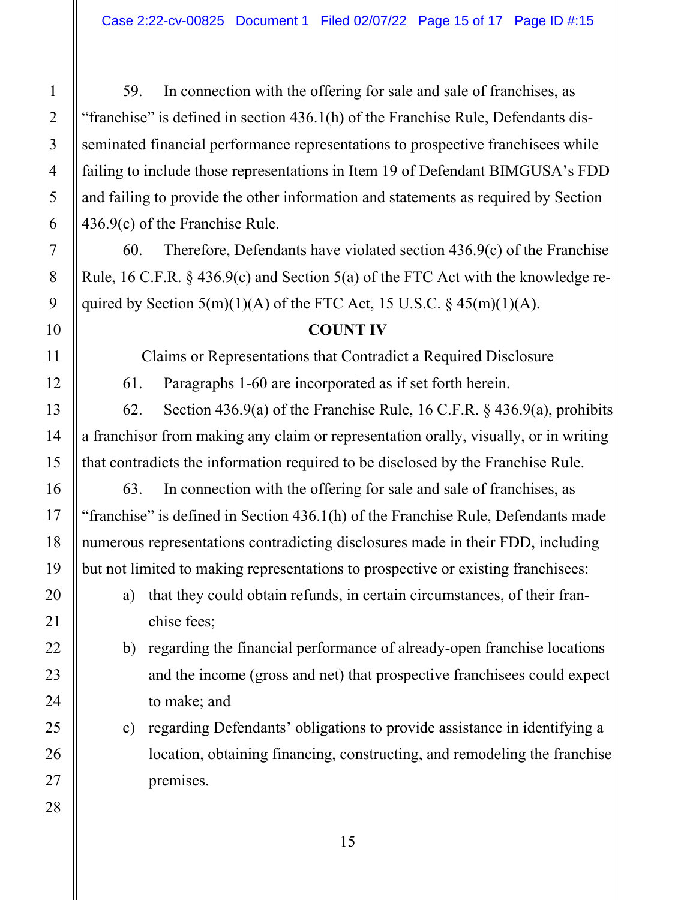59. In connection with the offering for sale and sale of franchises, as "franchise" is defined in section 436.1(h) of the Franchise Rule, Defendants disseminated financial performance representations to prospective franchisees while failing to include those representations in Item 19 of Defendant BIMGUSA's FDD and failing to provide the other information and statements as required by Section 436.9(c) of the Franchise Rule.

60. Therefore, Defendants have violated section 436.9(c) of the Franchise Rule, 16 C.F.R. § 436.9(c) and Section 5(a) of the FTC Act with the knowledge required by Section 5(m)(1)(A) of the FTC Act, 15 U.S.C. § 45(m)(1)(A).

**COUNT IV**

Claims or Representations that Contradict a Required Disclosure

61. Paragraphs 1-60 are incorporated as if set forth herein.

62. Section 436.9(a) of the Franchise Rule, 16 C.F.R. § 436.9(a), prohibits a franchisor from making any claim or representation orally, visually, or in writing that contradicts the information required to be disclosed by the Franchise Rule.

63. In connection with the offering for sale and sale of franchises, as "franchise" is defined in Section 436.1(h) of the Franchise Rule, Defendants made numerous representations contradicting disclosures made in their FDD, including but not limited to making representations to prospective or existing franchisees:

a) that they could obtain refunds, in certain circumstances, of their franchise fees;

b) regarding the financial performance of already-open franchise locations and the income (gross and net) that prospective franchisees could expect to make; and

c) regarding Defendants' obligations to provide assistance in identifying a location, obtaining financing, constructing, and remodeling the franchise premises.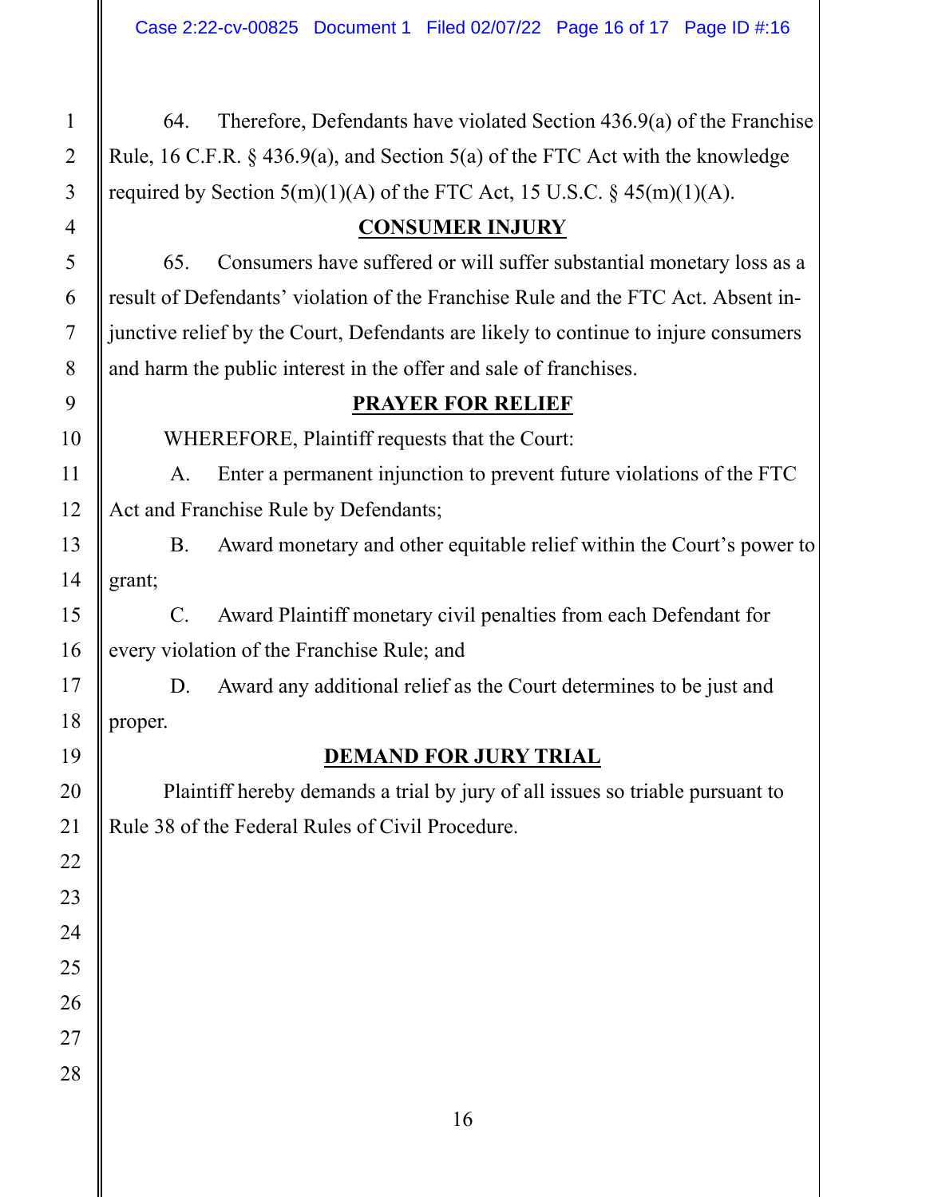64. Therefore, Defendants have violated Section 436.9(a) of the Franchise Rule, 16 C.F.R. § 436.9(a), and Section 5(a) of the FTC Act with the knowledge required by Section 5(m)(1)(A) of the FTC Act, 15 U.S.C. § 45(m)(1)(A).

## CONSUMER INJURY

65. Consumers have suffered or will suffer substantial monetary loss as a result of Defendants' violation of the Franchise Rule and the FTC Act. Absent injunctive relief by the Court, Defendants are likely to continue to injure consumers and harm the public interest in the offer and sale of franchises.

## PRAYER FOR RELIEF

WHEREFORE, Plaintiff requests that the Court:

A. Enter a permanent injunction to prevent future violations of the FTC Act and Franchise Rule by Defendants;

B. Award monetary and other equitable relief within the Court's power to grant;

C. Award Plaintiff monetary civil penalties from each Defendant for every violation of the Franchise Rule; and

D. Award any additional relief as the Court determines to be just and proper.

## DEMAND FOR JURY TRIAL

Plaintiff hereby demands a trial by jury of all issues so triable pursuant to Rule 38 of the Federal Rules of Civil Procedure.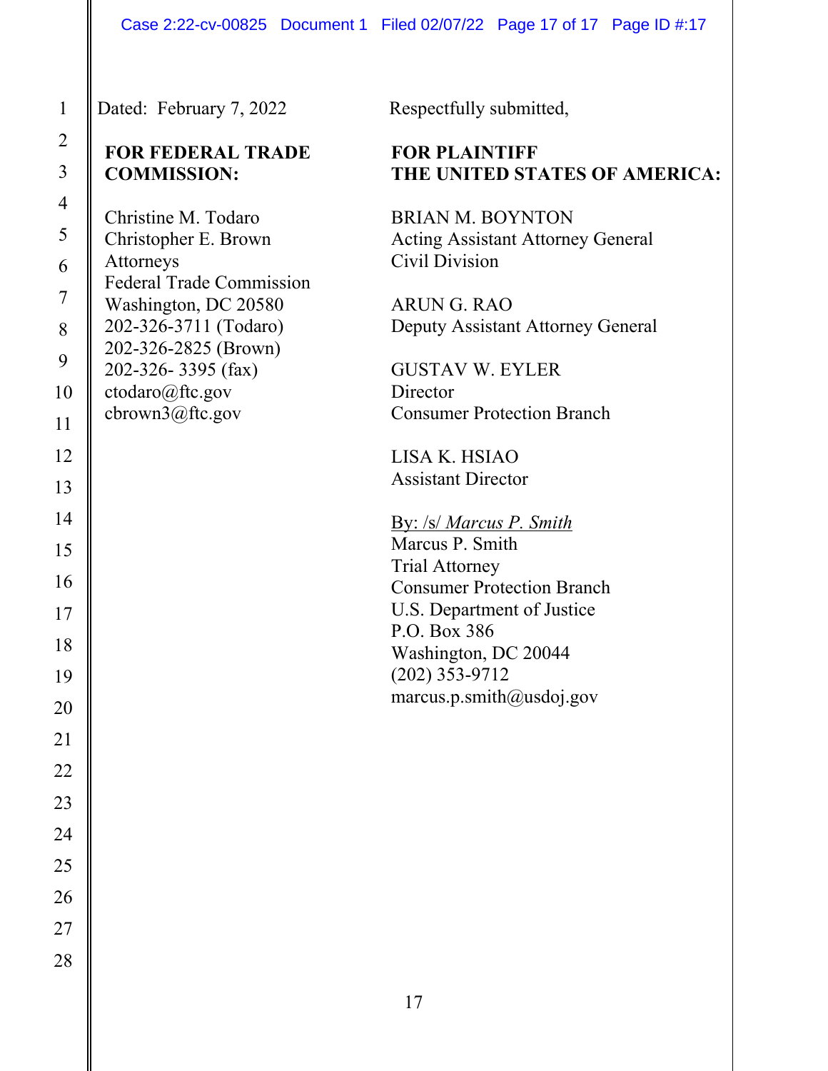Dated: February 7, 2022

Respectfully submitted,

**FOR FEDERAL TRADE COMMISSION:**

Christine M. Todaro
Christopher E. Brown
Attorneys
Federal Trade Commission
Washington, DC 20580
202-326-3711 (Todaro)
202-326-2825 (Brown)
202-326- 3395 (fax)
ctodaro@ftc.gov
cbrown3@ftc.gov

**FOR PLAINTIFF THE UNITED STATES OF AMERICA:**

BRIAN M. BOYNTON
Acting Assistant Attorney General
Civil Division

ARUN G. RAO
Deputy Assistant Attorney General

GUSTAV W. EYLER
Director
Consumer Protection Branch

LISA K. HSIAO
Assistant Director

By: /s/ *Marcus P. Smith*
Marcus P. Smith
Trial Attorney
Consumer Protection Branch
U.S. Department of Justice
P.O. Box 386
Washington, DC 20044
(202) 353-9712
marcus.p.smith@usdoj.gov